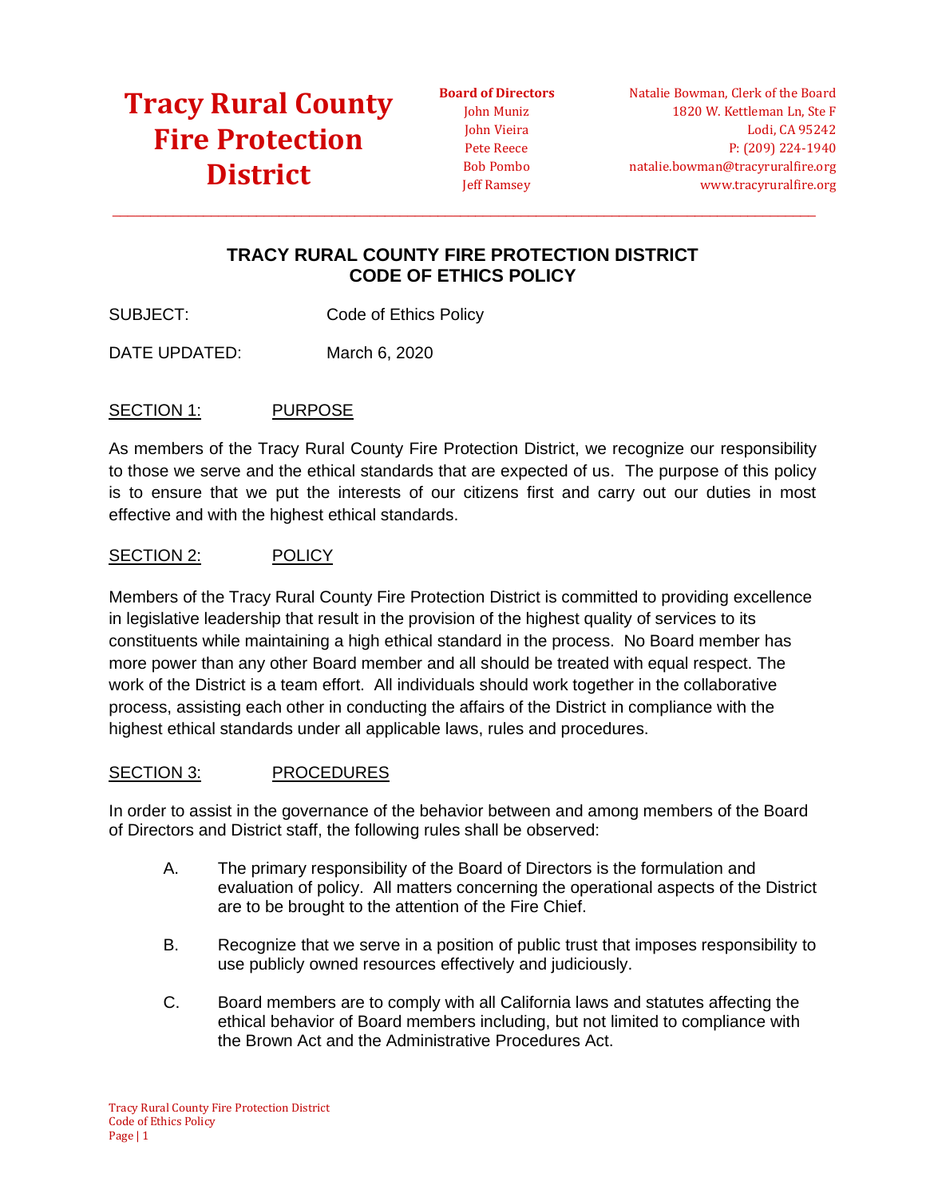# Tracy Rural County Fire Protection District

**Board of Directors**
John Muniz
John Vieira
Pete Reece
Bob Pombo
Jeff Ramsey

Natalie Bowman, Clerk of the Board
1820 W. Kettleman Ln, Ste F
Lodi, CA 95242
P: (209) 224-1940
natalie.bowman@tracyruralfire.org
www.tracyruralfire.org

---

## TRACY RURAL COUNTY FIRE PROTECTION DISTRICT
## CODE OF ETHICS POLICY

SUBJECT: Code of Ethics Policy

DATE UPDATED: March 6, 2020

### SECTION 1: PURPOSE

As members of the Tracy Rural County Fire Protection District, we recognize our responsibility to those we serve and the ethical standards that are expected of us. The purpose of this policy is to ensure that we put the interests of our citizens first and carry out our duties in most effective and with the highest ethical standards.

### SECTION 2: POLICY

Members of the Tracy Rural County Fire Protection District is committed to providing excellence in legislative leadership that result in the provision of the highest quality of services to its constituents while maintaining a high ethical standard in the process. No Board member has more power than any other Board member and all should be treated with equal respect. The work of the District is a team effort. All individuals should work together in the collaborative process, assisting each other in conducting the affairs of the District in compliance with the highest ethical standards under all applicable laws, rules and procedures.

### SECTION 3: PROCEDURES

In order to assist in the governance of the behavior between and among members of the Board of Directors and District staff, the following rules shall be observed:

A. The primary responsibility of the Board of Directors is the formulation and evaluation of policy. All matters concerning the operational aspects of the District are to be brought to the attention of the Fire Chief.

B. Recognize that we serve in a position of public trust that imposes responsibility to use publicly owned resources effectively and judiciously.

C. Board members are to comply with all California laws and statutes affecting the ethical behavior of Board members including, but not limited to compliance with the Brown Act and the Administrative Procedures Act.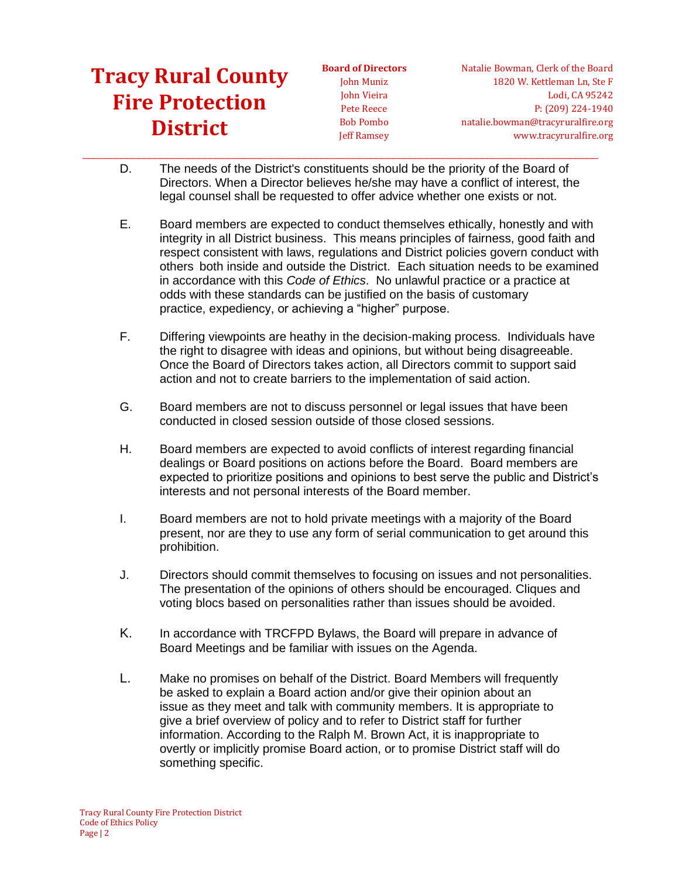D. The needs of the District's constituents should be the priority of the Board of Directors. When a Director believes he/she may have a conflict of interest, the legal counsel shall be requested to offer advice whether one exists or not.

E. Board members are expected to conduct themselves ethically, honestly and with integrity in all District business. This means principles of fairness, good faith and respect consistent with laws, regulations and District policies govern conduct with others both inside and outside the District. Each situation needs to be examined in accordance with this *Code of Ethics*. No unlawful practice or a practice at odds with these standards can be justified on the basis of customary practice, expediency, or achieving a "higher" purpose.

F. Differing viewpoints are heathy in the decision-making process. Individuals have the right to disagree with ideas and opinions, but without being disagreeable. Once the Board of Directors takes action, all Directors commit to support said action and not to create barriers to the implementation of said action.

G. Board members are not to discuss personnel or legal issues that have been conducted in closed session outside of those closed sessions.

H. Board members are expected to avoid conflicts of interest regarding financial dealings or Board positions on actions before the Board. Board members are expected to prioritize positions and opinions to best serve the public and District's interests and not personal interests of the Board member.

I. Board members are not to hold private meetings with a majority of the Board present, nor are they to use any form of serial communication to get around this prohibition.

J. Directors should commit themselves to focusing on issues and not personalities. The presentation of the opinions of others should be encouraged. Cliques and voting blocs based on personalities rather than issues should be avoided.

K. In accordance with TRCFPD Bylaws, the Board will prepare in advance of Board Meetings and be familiar with issues on the Agenda.

L. Make no promises on behalf of the District. Board Members will frequently be asked to explain a Board action and/or give their opinion about an issue as they meet and talk with community members. It is appropriate to give a brief overview of policy and to refer to District staff for further information. According to the Ralph M. Brown Act, it is inappropriate to overtly or implicitly promise Board action, or to promise District staff will do something specific.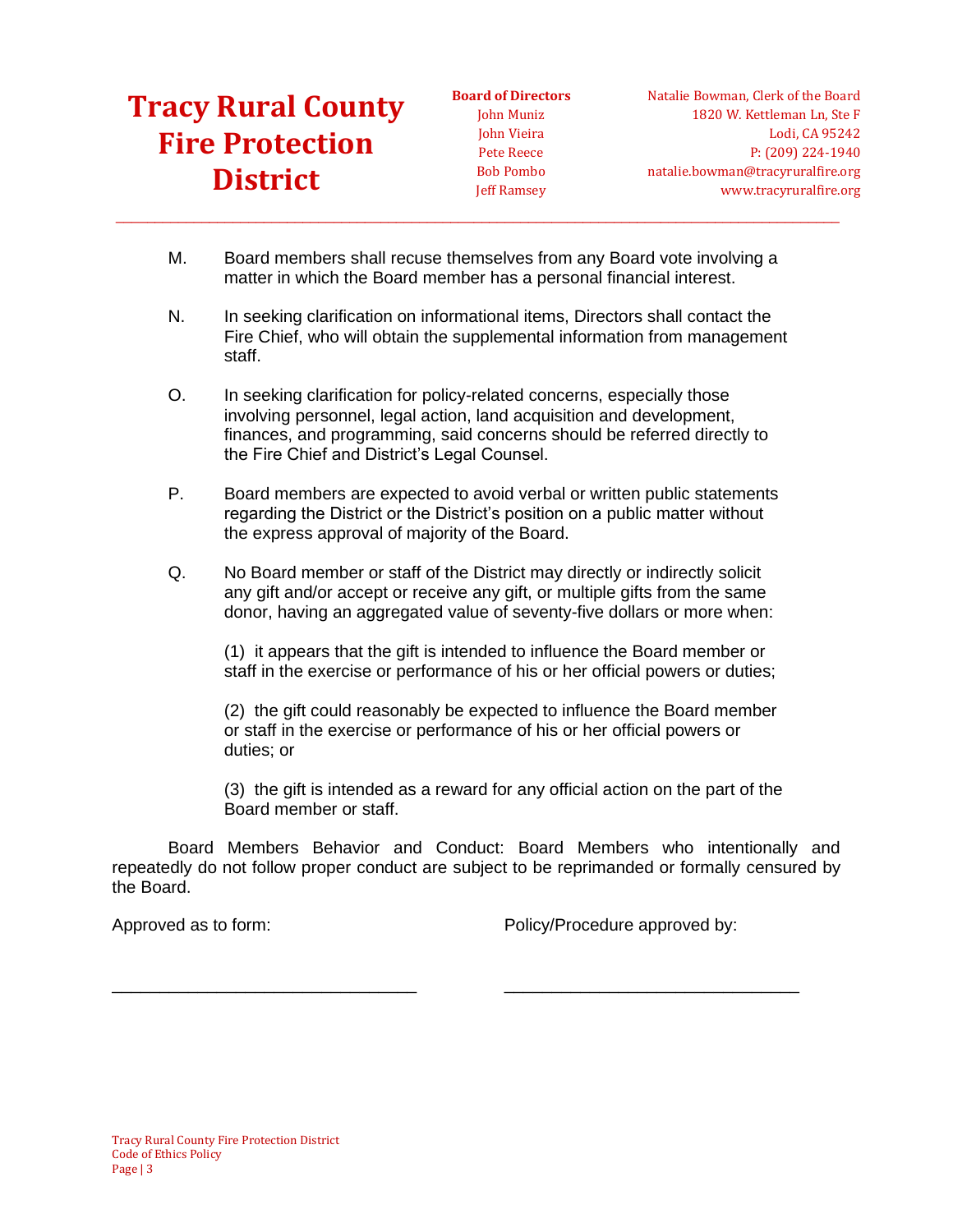M. Board members shall recuse themselves from any Board vote involving a matter in which the Board member has a personal financial interest.

N. In seeking clarification on informational items, Directors shall contact the Fire Chief, who will obtain the supplemental information from management staff.

O. In seeking clarification for policy-related concerns, especially those involving personnel, legal action, land acquisition and development, finances, and programming, said concerns should be referred directly to the Fire Chief and District's Legal Counsel.

P. Board members are expected to avoid verbal or written public statements regarding the District or the District's position on a public matter without the express approval of majority of the Board.

Q. No Board member or staff of the District may directly or indirectly solicit any gift and/or accept or receive any gift, or multiple gifts from the same donor, having an aggregated value of seventy-five dollars or more when:

(1) it appears that the gift is intended to influence the Board member or staff in the exercise or performance of his or her official powers or duties;

(2) the gift could reasonably be expected to influence the Board member or staff in the exercise or performance of his or her official powers or duties; or

(3) the gift is intended as a reward for any official action on the part of the Board member or staff.

Board Members Behavior and Conduct: Board Members who intentionally and repeatedly do not follow proper conduct are subject to be reprimanded or formally censured by the Board.

Approved as to form:

_______________________________

Policy/Procedure approved by:

_______________________________